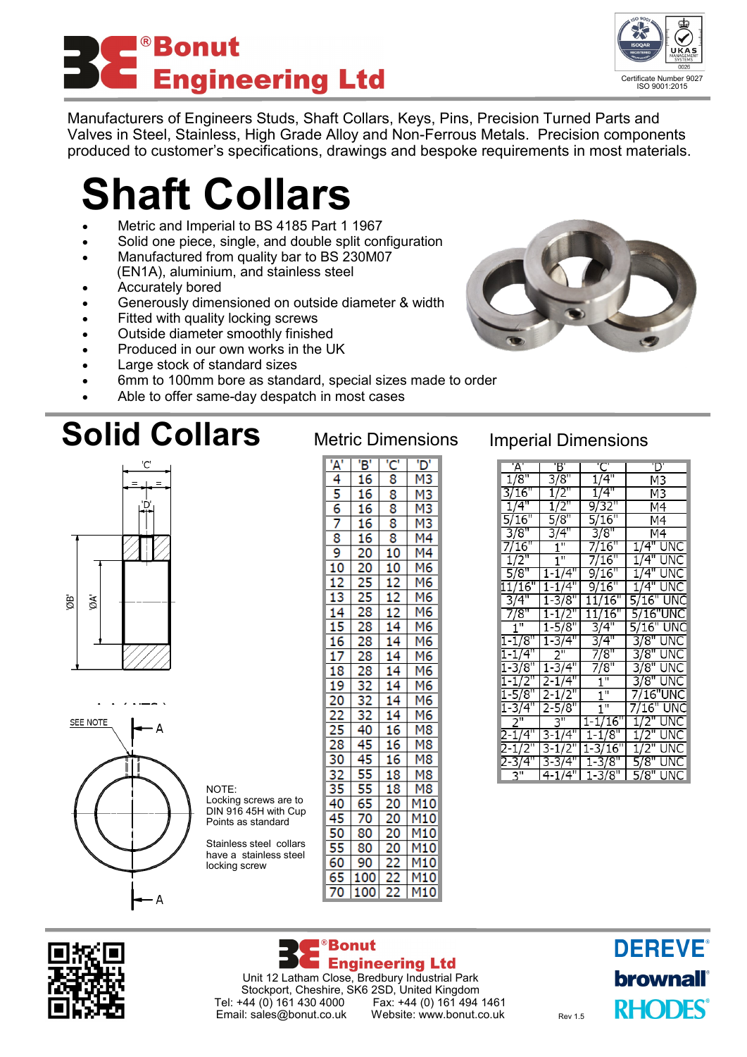# Bonut Engineering Ltd

Certificate Number 9027
ISO 9001:2015

Manufacturers of Engineers Studs, Shaft Collars, Keys, Pins, Precision Turned Parts and Valves in Steel, Stainless, High Grade Alloy and Non-Ferrous Metals. Precision components produced to customer's specifications, drawings and bespoke requirements in most materials.

# Shaft Collars

- Metric and Imperial to BS 4185 Part 1 1967
- Solid one piece, single, and double split configuration
- Manufactured from quality bar to BS 230M07 (EN1A), aluminium, and stainless steel
- Accurately bored
- Generously dimensioned on outside diameter & width
- Fitted with quality locking screws
- Outside diameter smoothly finished
- Produced in our own works in the UK
- Large stock of standard sizes
- 6mm to 100mm bore as standard, special sizes made to order
- Able to offer same-day despatch in most cases

# Solid Collars

NOTE:
Locking screws are to DIN 916 45H with Cup Points as standard

Stainless steel collars have a stainless steel locking screw

## Metric Dimensions

| 'A' | 'B' | 'C' | 'D' |
|---|---|---|---|
| 4 | 16 | 8 | M3 |
| 5 | 16 | 8 | M3 |
| 6 | 16 | 8 | M3 |
| 7 | 16 | 8 | M3 |
| 8 | 16 | 8 | M4 |
| 9 | 20 | 10 | M4 |
| 10 | 20 | 10 | M6 |
| 12 | 25 | 12 | M6 |
| 13 | 25 | 12 | M6 |
| 14 | 28 | 12 | M6 |
| 15 | 28 | 14 | M6 |
| 16 | 28 | 14 | M6 |
| 17 | 28 | 14 | M6 |
| 18 | 28 | 14 | M6 |
| 19 | 32 | 14 | M6 |
| 20 | 32 | 14 | M6 |
| 22 | 32 | 14 | M6 |
| 25 | 40 | 16 | M8 |
| 28 | 45 | 16 | M8 |
| 30 | 45 | 16 | M8 |
| 32 | 55 | 18 | M8 |
| 35 | 55 | 18 | M8 |
| 40 | 65 | 20 | M10 |
| 45 | 70 | 20 | M10 |
| 50 | 80 | 20 | M10 |
| 55 | 80 | 20 | M10 |
| 60 | 90 | 22 | M10 |
| 65 | 100 | 22 | M10 |
| 70 | 100 | 22 | M10 |

## Imperial Dimensions

| 'A' | 'B' | 'C' | 'D' |
|---|---|---|---|
| 1/8" | 3/8" | 1/4" | M3 |
| 3/16" | 1/2" | 1/4" | M3 |
| 1/4" | 1/2" | 9/32" | M4 |
| 5/16" | 5/8" | 5/16" | M4 |
| 3/8" | 3/4" | 3/8" | M4 |
| 7/16" | 1" | 7/16" | 1/4" UNC |
| 1/2" | 1" | 7/16" | 1/4" UNC |
| 5/8" | 1-1/4" | 9/16" | 1/4" UNC |
| 11/16" | 1-1/4" | 9/16" | 1/4" UNC |
| 3/4" | 1-3/8" | 11/16" | 5/16" UNC |
| 7/8" | 1-1/2" | 11/16" | 5/16"UNC |
| 1" | 1-5/8" | 3/4" | 5/16" UNC |
| 1-1/8" | 1-3/4" | 3/4" | 3/8" UNC |
| 1-1/4" | 2" | 7/8" | 3/8" UNC |
| 1-3/8" | 1-3/4" | 7/8" | 3/8" UNC |
| 1-1/2" | 2-1/4" | 1" | 3/8" UNC |
| 1-5/8" | 2-1/2" | 1" | 7/16"UNC |
| 1-3/4" | 2-5/8" | 1" | 7/16" UNC |
| 2" | 3" | 1-1/16" | 1/2" UNC |
| 2-1/4" | 3-1/4" | 1-1/8" | 1/2" UNC |
| 2-1/2" | 3-1/2" | 1-3/16" | 1/2" UNC |
| 2-3/4" | 3-3/4" | 1-3/8" | 5/8" UNC |
| 3" | 4-1/4" | 1-3/8" | 5/8" UNC |

**Bonut Engineering Ltd**
Unit 12 Latham Close, Bredbury Industrial Park
Stockport, Cheshire, SK6 2SD, United Kingdom
Tel: +44 (0) 161 430 4000 Fax: +44 (0) 161 494 1461
Email: sales@bonut.co.uk Website: www.bonut.co.uk

Rev 1.5

DEREVE brownall RHODES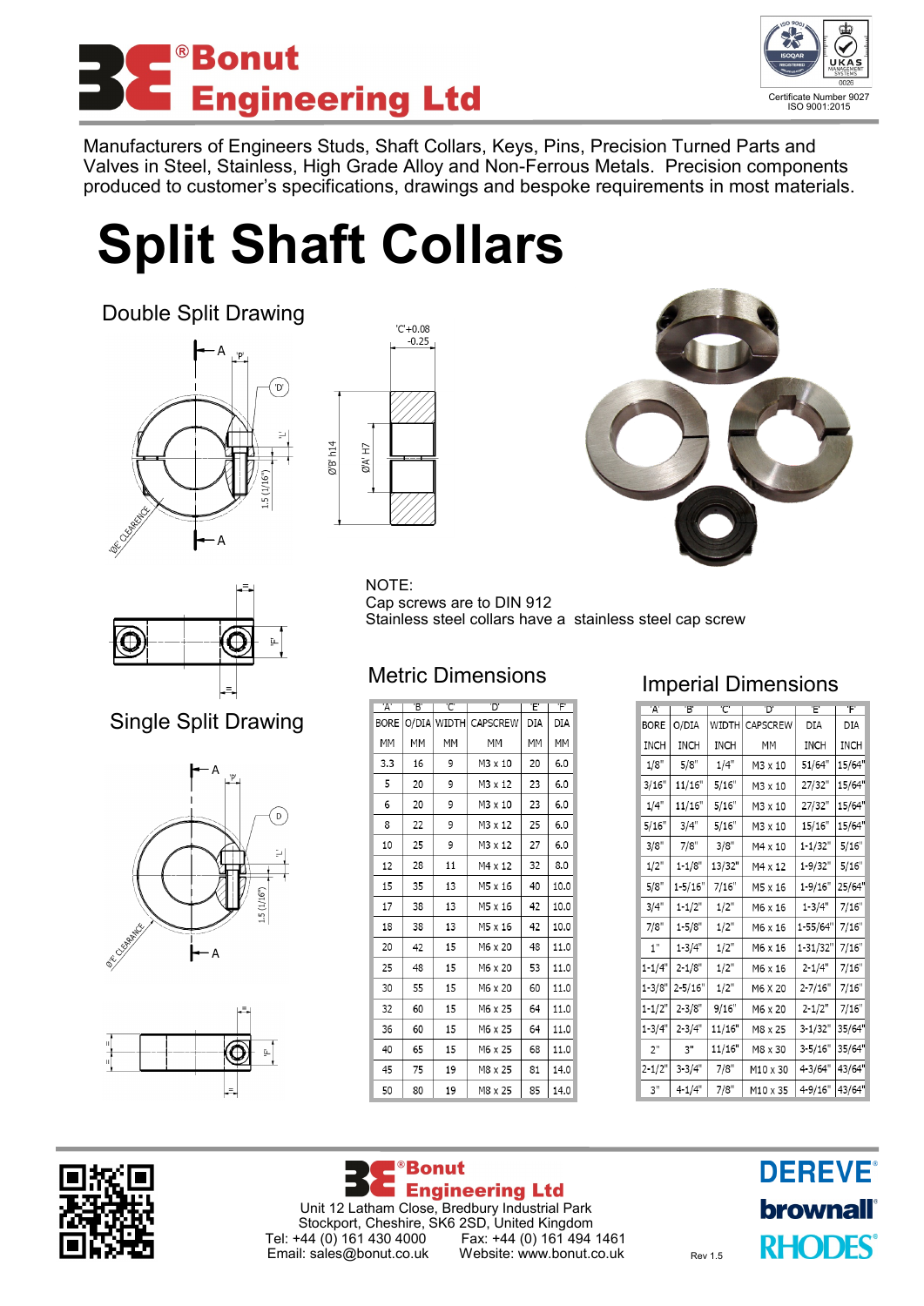# Bonut Engineering Ltd

Certificate Number 9027
ISO 9001:2015

Manufacturers of Engineers Studs, Shaft Collars, Keys, Pins, Precision Turned Parts and Valves in Steel, Stainless, High Grade Alloy and Non-Ferrous Metals. Precision components produced to customer's specifications, drawings and bespoke requirements in most materials.

# Split Shaft Collars

## Double Split Drawing

'C'+0.08
-0.25

Ø'B' h14

Ø'A' H7

'P'

'D'

'L'

1.5 (1/16")

'ØE' CLEARANCE

A

A

'F'

NOTE:
Cap screws are to DIN 912
Stainless steel collars have a stainless steel cap screw

## Single Split Drawing

A

'P'

D

'L'

1.5 (1/16")

ØE CLEARANCE

A

'F'

## Metric Dimensions

| 'A' | 'B' | 'C' | 'D' | 'E' | 'F' |
|---|---|---|---|---|---|
| BORE | O/DIA | WIDTH | CAPSCREW | DIA | DIA |
| MM | MM | MM | MM | MM | MM |
| 3.3 | 16 | 9 | M3 x 10 | 20 | 6.0 |
| 5 | 20 | 9 | M3 x 12 | 23 | 6.0 |
| 6 | 20 | 9 | M3 x 10 | 23 | 6.0 |
| 8 | 22 | 9 | M3 x 12 | 25 | 6.0 |
| 10 | 25 | 9 | M3 x 12 | 27 | 6.0 |
| 12 | 28 | 11 | M4 x 12 | 32 | 8.0 |
| 15 | 35 | 13 | M5 x 16 | 40 | 10.0 |
| 17 | 38 | 13 | M5 x 16 | 42 | 10.0 |
| 18 | 38 | 13 | M5 x 16 | 42 | 10.0 |
| 20 | 42 | 15 | M6 x 20 | 48 | 11.0 |
| 25 | 48 | 15 | M6 x 20 | 53 | 11.0 |
| 30 | 55 | 15 | M6 x 20 | 60 | 11.0 |
| 32 | 60 | 15 | M6 x 25 | 64 | 11.0 |
| 36 | 60 | 15 | M6 x 25 | 64 | 11.0 |
| 40 | 65 | 15 | M6 x 25 | 68 | 11.0 |
| 45 | 75 | 19 | M8 x 25 | 81 | 14.0 |
| 50 | 80 | 19 | M8 x 25 | 85 | 14.0 |

## Imperial Dimensions

| 'A' | 'B' | 'C' | 'D' | 'E' | 'F' |
|---|---|---|---|---|---|
| BORE | O/DIA | WIDTH | CAPSCREW | DIA | DIA |
| INCH | INCH | INCH | MM | INCH | INCH |
| 1/8" | 5/8" | 1/4" | M3 x 10 | 51/64" | 15/64" |
| 3/16" | 11/16" | 5/16" | M3 x 10 | 27/32" | 15/64" |
| 1/4" | 11/16" | 5/16" | M3 x 10 | 27/32" | 15/64" |
| 5/16" | 3/4" | 5/16" | M3 x 10 | 15/16" | 15/64" |
| 3/8" | 7/8" | 3/8" | M4 x 10 | 1-1/32" | 5/16" |
| 1/2" | 1-1/8" | 13/32" | M4 x 12 | 1-9/32" | 5/16" |
| 5/8" | 1-5/16" | 7/16" | M5 x 16 | 1-9/16" | 25/64" |
| 3/4" | 1-1/2" | 1/2" | M6 x 16 | 1-3/4" | 7/16" |
| 7/8" | 1-5/8" | 1/2" | M6 x 16 | 1-55/64" | 7/16" |
| 1" | 1-3/4" | 1/2" | M6 x 16 | 1-31/32" | 7/16" |
| 1-1/4" | 2-1/8" | 1/2" | M6 x 16 | 2-1/4" | 7/16" |
| 1-3/8" | 2-5/16" | 1/2" | M6 X 20 | 2-7/16" | 7/16" |
| 1-1/2" | 2-3/8" | 9/16" | M6 x 20 | 2-1/2" | 7/16" |
| 1-3/4" | 2-3/4" | 11/16" | M8 x 25 | 3-1/32" | 35/64" |
| 2" | 3" | 11/16" | M8 x 30 | 3-5/16" | 35/64" |
| 2-1/2" | 3-3/4" | 7/8" | M10 x 30 | 4-3/64" | 43/64" |
| 3" | 4-1/4" | 7/8" | M10 x 35 | 4-9/16" | 43/64" |

Bonut Engineering Ltd
Unit 12 Latham Close, Bredbury Industrial Park
Stockport, Cheshire, SK6 2SD, United Kingdom
Tel: +44 (0) 161 430 4000 Fax: +44 (0) 161 494 1461
Email: sales@bonut.co.uk Website: www.bonut.co.uk

DEREVE
brownall
RHODES

Rev 1.5